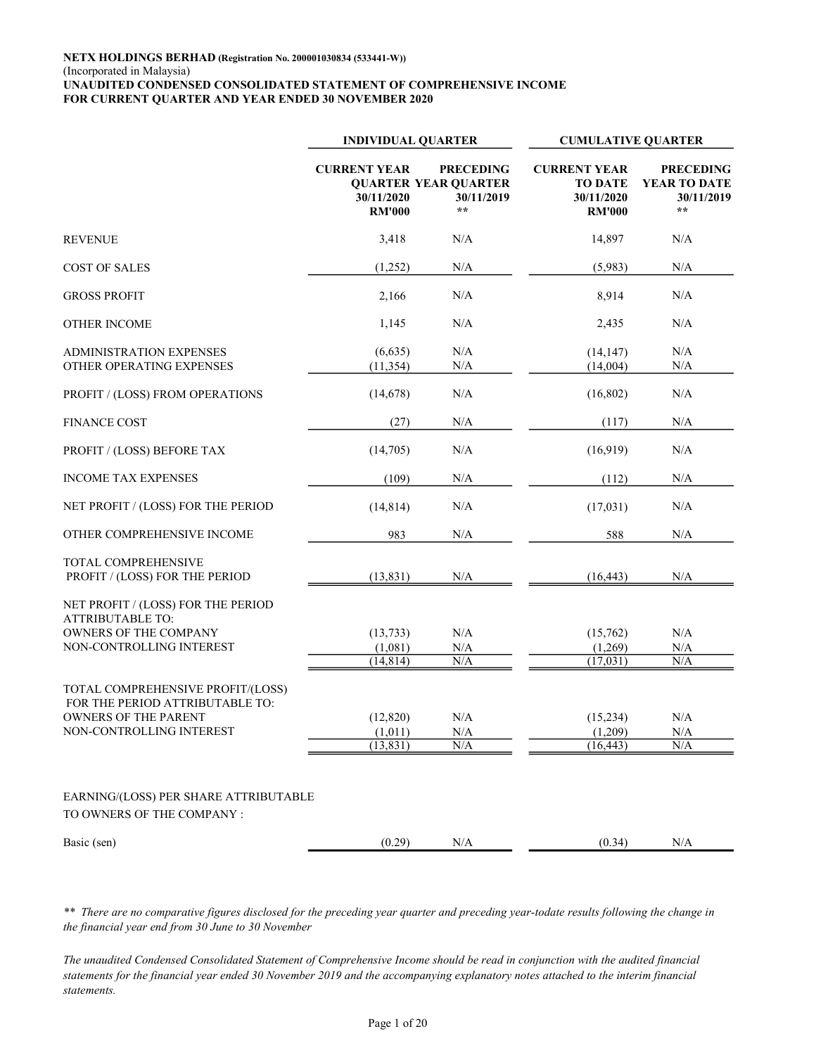**NETX HOLDINGS BERHAD** (Registration No. 200001030834 (533441-W))
(Incorporated in Malaysia)
**UNAUDITED CONDENSED CONSOLIDATED STATEMENT OF COMPREHENSIVE INCOME**
**FOR CURRENT QUARTER AND YEAR ENDED 30 NOVEMBER 2020**

| | INDIVIDUAL QUARTER | | CUMULATIVE QUARTER | |
|---|---|---|---|---|
| | CURRENT YEAR QUARTER 30/11/2020 RM'000 | PRECEDING YEAR QUARTER 30/11/2019 ** | CURRENT YEAR TO DATE 30/11/2020 RM'000 | PRECEDING YEAR TO DATE 30/11/2019 ** |
| REVENUE | 3,418 | N/A | 14,897 | N/A |
| COST OF SALES | (1,252) | N/A | (5,983) | N/A |
| GROSS PROFIT | 2,166 | N/A | 8,914 | N/A |
| OTHER INCOME | 1,145 | N/A | 2,435 | N/A |
| ADMINISTRATION EXPENSES | (6,635) | N/A | (14,147) | N/A |
| OTHER OPERATING EXPENSES | (11,354) | N/A | (14,004) | N/A |
| PROFIT / (LOSS) FROM OPERATIONS | (14,678) | N/A | (16,802) | N/A |
| FINANCE COST | (27) | N/A | (117) | N/A |
| PROFIT / (LOSS) BEFORE TAX | (14,705) | N/A | (16,919) | N/A |
| INCOME TAX EXPENSES | (109) | N/A | (112) | N/A |
| NET PROFIT / (LOSS) FOR THE PERIOD | (14,814) | N/A | (17,031) | N/A |
| OTHER COMPREHENSIVE INCOME | 983 | N/A | 588 | N/A |
| TOTAL COMPREHENSIVE PROFIT / (LOSS) FOR THE PERIOD | (13,831) | N/A | (16,443) | N/A |
| NET PROFIT / (LOSS) FOR THE PERIOD ATTRIBUTABLE TO: | | | | |
| OWNERS OF THE COMPANY | (13,733) | N/A | (15,762) | N/A |
| NON-CONTROLLING INTEREST | (1,081) | N/A | (1,269) | N/A |
| | (14,814) | N/A | (17,031) | N/A |
| TOTAL COMPREHENSIVE PROFIT/(LOSS) FOR THE PERIOD ATTRIBUTABLE TO: | | | | |
| OWNERS OF THE PARENT | (12,820) | N/A | (15,234) | N/A |
| NON-CONTROLLING INTEREST | (1,011) | N/A | (1,209) | N/A |
| | (13,831) | N/A | (16,443) | N/A |
| EARNING/(LOSS) PER SHARE ATTRIBUTABLE TO OWNERS OF THE COMPANY : | | | | |
| Basic (sen) | (0.29) | N/A | (0.34) | N/A |

*\*\* There are no comparative figures disclosed for the preceding year quarter and preceding year-todate results following the change in the financial year end from 30 June to 30 November*

*The unaudited Condensed Consolidated Statement of Comprehensive Income should be read in conjunction with the audited financial statements for the financial year ended 30 November 2019 and the accompanying explanatory notes attached to the interim financial statements.*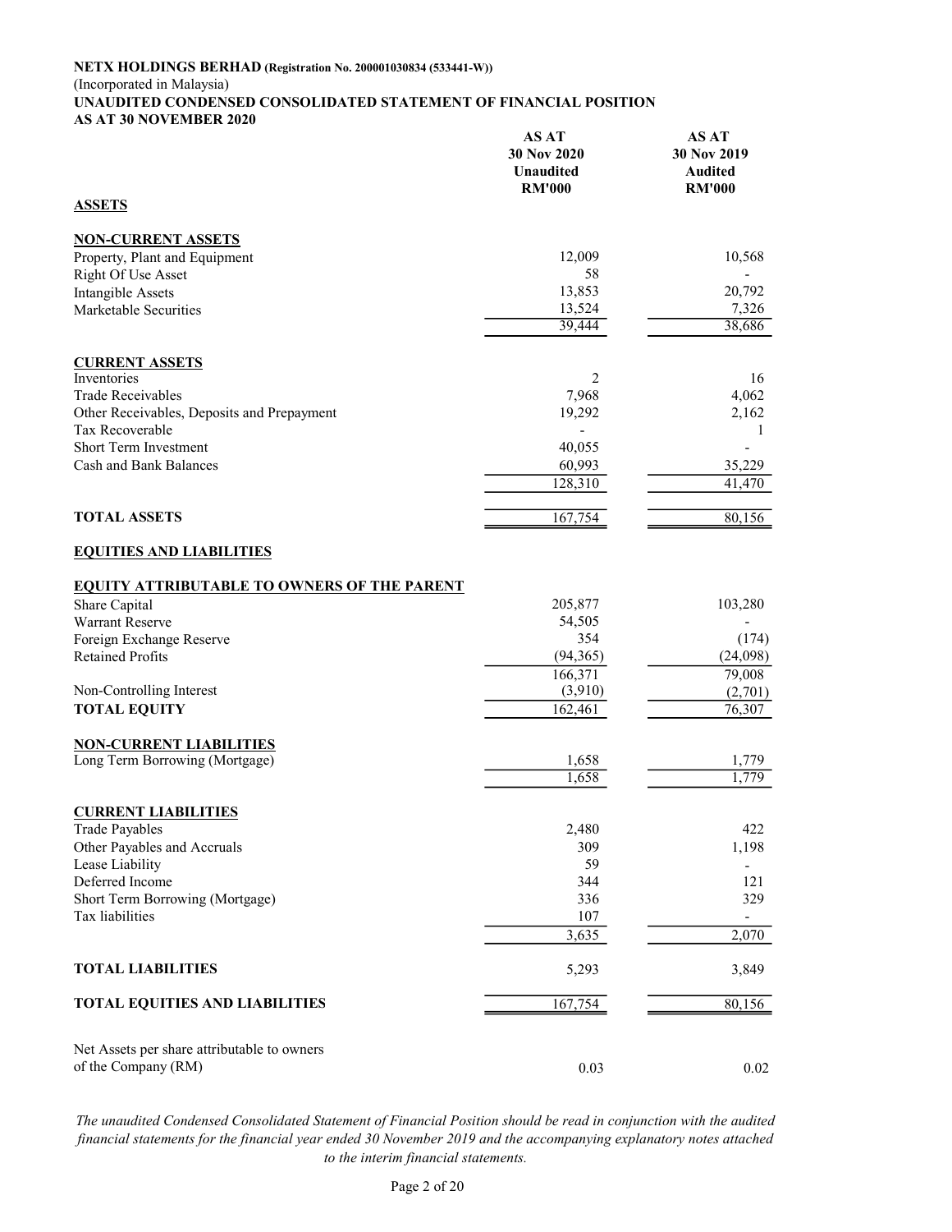**NETX HOLDINGS BERHAD (Registration No. 200001030834 (533441-W))**
(Incorporated in Malaysia)
**UNAUDITED CONDENSED CONSOLIDATED STATEMENT OF FINANCIAL POSITION**
**AS AT 30 NOVEMBER 2020**

| | AS AT 30 Nov 2020 Unaudited RM'000 | AS AT 30 Nov 2019 Audited RM'000 |
|---|---|---|
| **ASSETS** | | |
| **NON-CURRENT ASSETS** | | |
| Property, Plant and Equipment | 12,009 | 10,568 |
| Right Of Use Asset | 58 | - |
| Intangible Assets | 13,853 | 20,792 |
| Marketable Securities | 13,524 | 7,326 |
| | 39,444 | 38,686 |
| **CURRENT ASSETS** | | |
| Inventories | 2 | 16 |
| Trade Receivables | 7,968 | 4,062 |
| Other Receivables, Deposits and Prepayment | 19,292 | 2,162 |
| Tax Recoverable | - | 1 |
| Short Term Investment | 40,055 | - |
| Cash and Bank Balances | 60,993 | 35,229 |
| | 128,310 | 41,470 |
| **TOTAL ASSETS** | 167,754 | 80,156 |
| **EQUITIES AND LIABILITIES** | | |
| **EQUITY ATTRIBUTABLE TO OWNERS OF THE PARENT** | | |
| Share Capital | 205,877 | 103,280 |
| Warrant Reserve | 54,505 | - |
| Foreign Exchange Reserve | 354 | (174) |
| Retained Profits | (94,365) | (24,098) |
| | 166,371 | 79,008 |
| Non-Controlling Interest | (3,910) | (2,701) |
| **TOTAL EQUITY** | 162,461 | 76,307 |
| **NON-CURRENT LIABILITIES** | | |
| Long Term Borrowing (Mortgage) | 1,658 | 1,779 |
| | 1,658 | 1,779 |
| **CURRENT LIABILITIES** | | |
| Trade Payables | 2,480 | 422 |
| Other Payables and Accruals | 309 | 1,198 |
| Lease Liability | 59 | - |
| Deferred Income | 344 | 121 |
| Short Term Borrowing (Mortgage) | 336 | 329 |
| Tax liabilities | 107 | - |
| | 3,635 | 2,070 |
| **TOTAL LIABILITIES** | 5,293 | 3,849 |
| **TOTAL EQUITIES AND LIABILITIES** | 167,754 | 80,156 |
| Net Assets per share attributable to owners of the Company (RM) | 0.03 | 0.02 |

*The unaudited Condensed Consolidated Statement of Financial Position should be read in conjunction with the audited financial statements for the financial year ended 30 November 2019 and the accompanying explanatory notes attached to the interim financial statements.*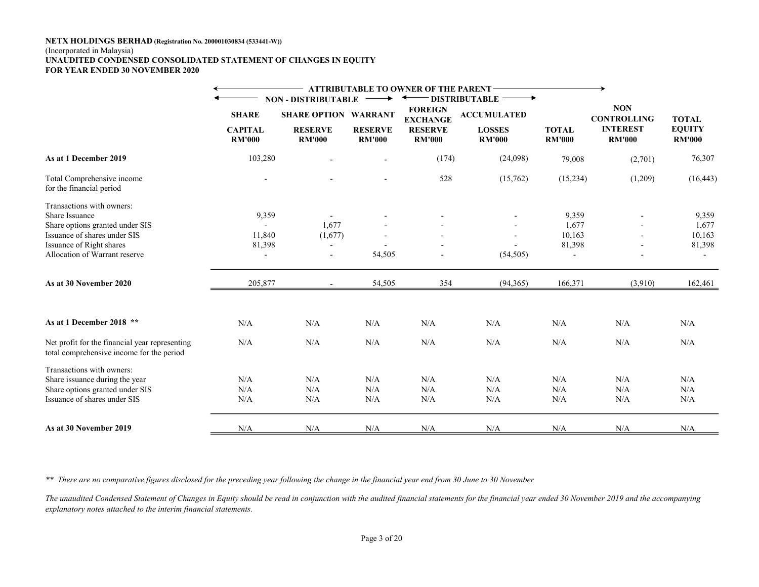**NETX HOLDINGS BERHAD (Registration No. 200001030834 (533441-W))**
(Incorporated in Malaysia)
**UNAUDITED CONDENSED CONSOLIDATED STATEMENT OF CHANGES IN EQUITY**
**FOR YEAR ENDED 30 NOVEMBER 2020**

| | ATTRIBUTABLE TO OWNER OF THE PARENT | | | | | | | |
|---|---|---|---|---|---|---|---|---|
| | NON - DISTRIBUTABLE | | | DISTRIBUTABLE | | | | |
| | SHARE CAPITAL RM'000 | SHARE OPTION RESERVE RM'000 | WARRANT RESERVE RM'000 | FOREIGN EXCHANGE RESERVE RM'000 | ACCUMULATED LOSSES RM'000 | TOTAL RM'000 | NON CONTROLLING INTEREST RM'000 | TOTAL EQUITY RM'000 |
| **As at 1 December 2019** | 103,280 | - | - | (174) | (24,098) | 79,008 | (2,701) | 76,307 |
| Total Comprehensive income for the financial period | - | - | - | 528 | (15,762) | (15,234) | (1,209) | (16,443) |
| Transactions with owners: | | | | | | | | |
| Share Issuance | 9,359 | - | - | - | - | 9,359 | - | 9,359 |
| Share options granted under SIS | - | 1,677 | - | - | - | 1,677 | - | 1,677 |
| Issuance of shares under SIS | 11,840 | (1,677) | - | - | - | 10,163 | - | 10,163 |
| Issuance of Right shares | 81,398 | - | - | - | - | 81,398 | - | 81,398 |
| Allocation of Warrant reserve | - | - | 54,505 | - | (54,505) | - | - | - |
| **As at 30 November 2020** | 205,877 | - | 54,505 | 354 | (94,365) | 166,371 | (3,910) | 162,461 |
| | | | | | | | | |
| **As at 1 December 2018 \*\*** | N/A | N/A | N/A | N/A | N/A | N/A | N/A | N/A |
| Net profit for the financial year representing total comprehensive income for the period | N/A | N/A | N/A | N/A | N/A | N/A | N/A | N/A |
| Transactions with owners: | | | | | | | | |
| Share issuance during the year | N/A | N/A | N/A | N/A | N/A | N/A | N/A | N/A |
| Share options granted under SIS | N/A | N/A | N/A | N/A | N/A | N/A | N/A | N/A |
| Issuance of shares under SIS | N/A | N/A | N/A | N/A | N/A | N/A | N/A | N/A |
| **As at 30 November 2019** | N/A | N/A | N/A | N/A | N/A | N/A | N/A | N/A |

*\*\* There are no comparative figures disclosed for the preceding year following the change in the financial year end from 30 June to 30 November*

*The unaudited Condensed Statement of Changes in Equity should be read in conjunction with the audited financial statements for the financial year ended 30 November 2019 and the accompanying explanatory notes attached to the interim financial statements.*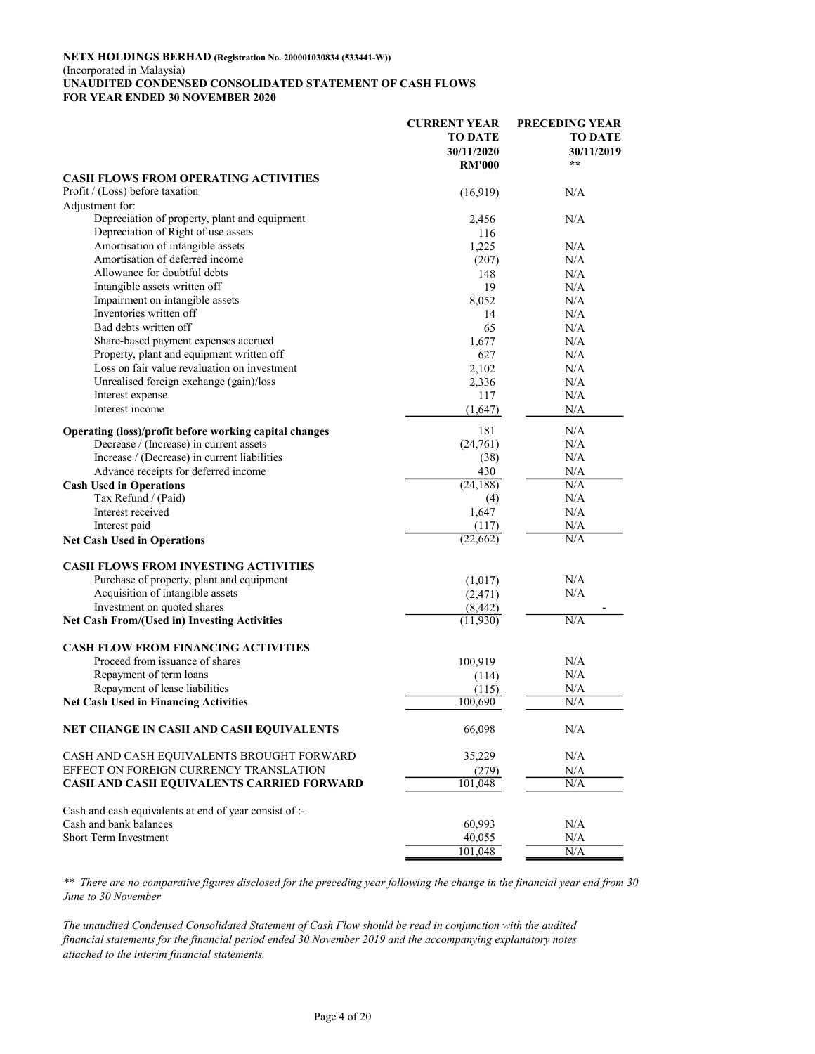**NETX HOLDINGS BERHAD (Registration No. 200001030834 (533441-W))**
(Incorporated in Malaysia)
**UNAUDITED CONDENSED CONSOLIDATED STATEMENT OF CASH FLOWS**
**FOR YEAR ENDED 30 NOVEMBER 2020**

| | CURRENT YEAR TO DATE 30/11/2020 RM'000 | PRECEDING YEAR TO DATE 30/11/2019 ** |
|---|---|---|
| **CASH FLOWS FROM OPERATING ACTIVITIES** | | |
| Profit / (Loss) before taxation | (16,919) | N/A |
| Adjustment for: | | |
| Depreciation of property, plant and equipment | 2,456 | N/A |
| Depreciation of Right of use assets | 116 | |
| Amortisation of intangible assets | 1,225 | N/A |
| Amortisation of deferred income | (207) | N/A |
| Allowance for doubtful debts | 148 | N/A |
| Intangible assets written off | 19 | N/A |
| Impairment on intangible assets | 8,052 | N/A |
| Inventories written off | 14 | N/A |
| Bad debts written off | 65 | N/A |
| Share-based payment expenses accrued | 1,677 | N/A |
| Property, plant and equipment written off | 627 | N/A |
| Loss on fair value revaluation on investment | 2,102 | N/A |
| Unrealised foreign exchange (gain)/loss | 2,336 | N/A |
| Interest expense | 117 | N/A |
| Interest income | (1,647) | N/A |
| **Operating (loss)/profit before working capital changes** | 181 | N/A |
| Decrease / (Increase) in current assets | (24,761) | N/A |
| Increase / (Decrease) in current liabilities | (38) | N/A |
| Advance receipts for deferred income | 430 | N/A |
| **Cash Used in Operations** | (24,188) | N/A |
| Tax Refund / (Paid) | (4) | N/A |
| Interest received | 1,647 | N/A |
| Interest paid | (117) | N/A |
| **Net Cash Used in Operations** | (22,662) | N/A |
| **CASH FLOWS FROM INVESTING ACTIVITIES** | | |
| Purchase of property, plant and equipment | (1,017) | N/A |
| Acquisition of intangible assets | (2,471) | N/A |
| Investment on quoted shares | (8,442) | - |
| **Net Cash From/(Used in) Investing Activities** | (11,930) | N/A |
| **CASH FLOW FROM FINANCING ACTIVITIES** | | |
| Proceed from issuance of shares | 100,919 | N/A |
| Repayment of term loans | (114) | N/A |
| Repayment of lease liabilities | (115) | N/A |
| **Net Cash Used in Financing Activities** | 100,690 | N/A |
| **NET CHANGE IN CASH AND CASH EQUIVALENTS** | 66,098 | N/A |
| CASH AND CASH EQUIVALENTS BROUGHT FORWARD | 35,229 | N/A |
| EFFECT ON FOREIGN CURRENCY TRANSLATION | (279) | N/A |
| **CASH AND CASH EQUIVALENTS CARRIED FORWARD** | 101,048 | N/A |
| Cash and cash equivalents at end of year consist of :- | | |
| Cash and bank balances | 60,993 | N/A |
| Short Term Investment | 40,055 | N/A |
| | 101,048 | N/A |

*\*\* There are no comparative figures disclosed for the preceding year following the change in the financial year end from 30 June to 30 November*

*The unaudited Condensed Consolidated Statement of Cash Flow should be read in conjunction with the audited financial statements for the financial period ended 30 November 2019 and the accompanying explanatory notes attached to the interim financial statements.*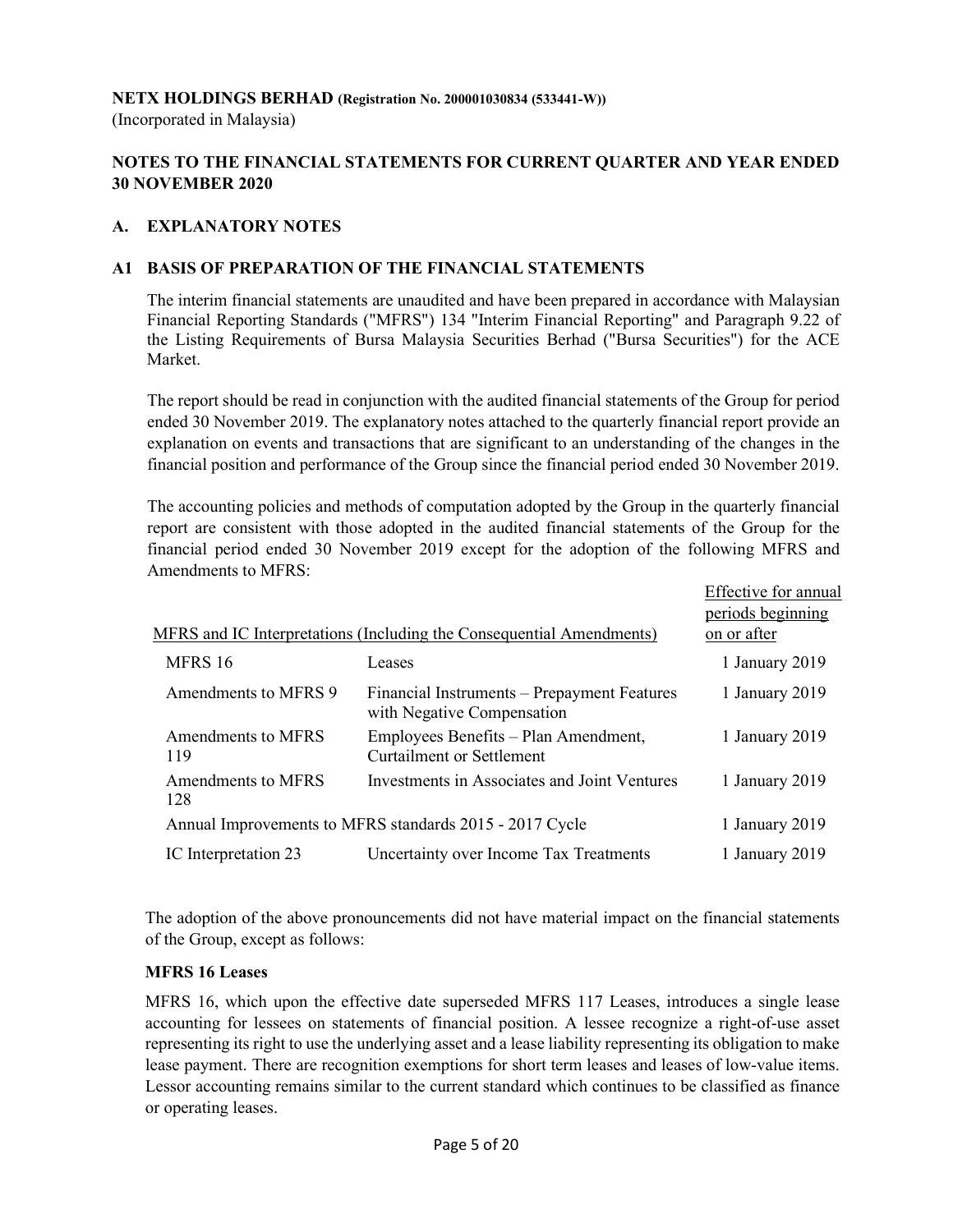**NETX HOLDINGS BERHAD (Registration No. 200001030834 (533441-W))**
(Incorporated in Malaysia)

## NOTES TO THE FINANCIAL STATEMENTS FOR CURRENT QUARTER AND YEAR ENDED 30 NOVEMBER 2020

### A. EXPLANATORY NOTES

### A1 BASIS OF PREPARATION OF THE FINANCIAL STATEMENTS

The interim financial statements are unaudited and have been prepared in accordance with Malaysian Financial Reporting Standards ("MFRS") 134 "Interim Financial Reporting" and Paragraph 9.22 of the Listing Requirements of Bursa Malaysia Securities Berhad ("Bursa Securities") for the ACE Market.

The report should be read in conjunction with the audited financial statements of the Group for period ended 30 November 2019. The explanatory notes attached to the quarterly financial report provide an explanation on events and transactions that are significant to an understanding of the changes in the financial position and performance of the Group since the financial period ended 30 November 2019.

The accounting policies and methods of computation adopted by the Group in the quarterly financial report are consistent with those adopted in the audited financial statements of the Group for the financial period ended 30 November 2019 except for the adoption of the following MFRS and Amendments to MFRS:

| MFRS and IC Interpretations (Including the Consequential Amendments) | | Effective for annual periods beginning on or after |
|---|---|---|
| MFRS 16 | Leases | 1 January 2019 |
| Amendments to MFRS 9 | Financial Instruments – Prepayment Features with Negative Compensation | 1 January 2019 |
| Amendments to MFRS 119 | Employees Benefits – Plan Amendment, Curtailment or Settlement | 1 January 2019 |
| Amendments to MFRS 128 | Investments in Associates and Joint Ventures | 1 January 2019 |
| Annual Improvements to MFRS standards 2015 - 2017 Cycle | | 1 January 2019 |
| IC Interpretation 23 | Uncertainty over Income Tax Treatments | 1 January 2019 |

The adoption of the above pronouncements did not have material impact on the financial statements of the Group, except as follows:

**MFRS 16 Leases**

MFRS 16, which upon the effective date superseded MFRS 117 Leases, introduces a single lease accounting for lessees on statements of financial position. A lessee recognize a right-of-use asset representing its right to use the underlying asset and a lease liability representing its obligation to make lease payment. There are recognition exemptions for short term leases and leases of low-value items. Lessor accounting remains similar to the current standard which continues to be classified as finance or operating leases.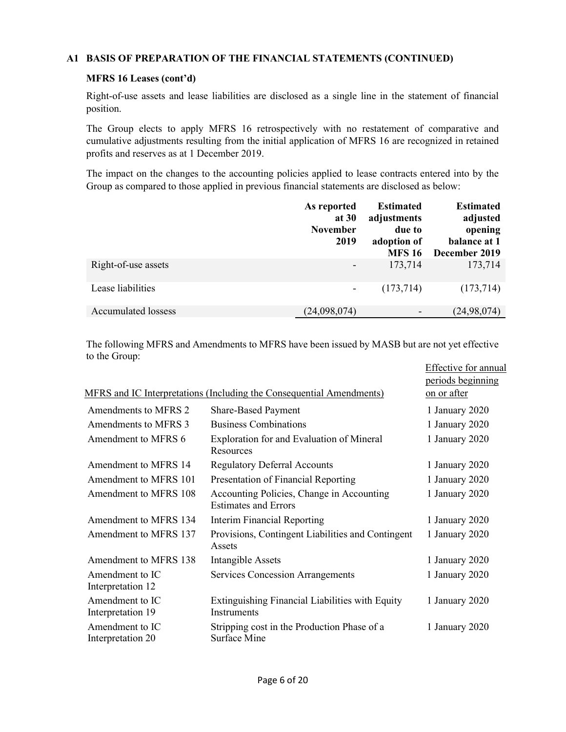## A1 BASIS OF PREPARATION OF THE FINANCIAL STATEMENTS (CONTINUED)

### MFRS 16 Leases (cont'd)

Right-of-use assets and lease liabilities are disclosed as a single line in the statement of financial position.

The Group elects to apply MFRS 16 retrospectively with no restatement of comparative and cumulative adjustments resulting from the initial application of MFRS 16 are recognized in retained profits and reserves as at 1 December 2019.

The impact on the changes to the accounting policies applied to lease contracts entered into by the Group as compared to those applied in previous financial statements are disclosed as below:

| | As reported at 30 November 2019 | Estimated adjustments due to adoption of MFS 16 | Estimated adjusted opening balance at 1 December 2019 |
|---|---|---|---|
| Right-of-use assets | - | 173,714 | 173,714 |
| Lease liabilities | - | (173,714) | (173,714) |
| Accumulated lossess | (24,098,074) | - | (24,98,074) |

The following MFRS and Amendments to MFRS have been issued by MASB but are not yet effective to the Group:

| MFRS and IC Interpretations (Including the Consequential Amendments) | | Effective for annual periods beginning on or after |
|---|---|---|
| Amendments to MFRS 2 | Share-Based Payment | 1 January 2020 |
| Amendments to MFRS 3 | Business Combinations | 1 January 2020 |
| Amendment to MFRS 6 | Exploration for and Evaluation of Mineral Resources | 1 January 2020 |
| Amendment to MFRS 14 | Regulatory Deferral Accounts | 1 January 2020 |
| Amendment to MFRS 101 | Presentation of Financial Reporting | 1 January 2020 |
| Amendment to MFRS 108 | Accounting Policies, Change in Accounting Estimates and Errors | 1 January 2020 |
| Amendment to MFRS 134 | Interim Financial Reporting | 1 January 2020 |
| Amendment to MFRS 137 | Provisions, Contingent Liabilities and Contingent Assets | 1 January 2020 |
| Amendment to MFRS 138 | Intangible Assets | 1 January 2020 |
| Amendment to IC Interpretation 12 | Services Concession Arrangements | 1 January 2020 |
| Amendment to IC Interpretation 19 | Extinguishing Financial Liabilities with Equity Instruments | 1 January 2020 |
| Amendment to IC Interpretation 20 | Stripping cost in the Production Phase of a Surface Mine | 1 January 2020 |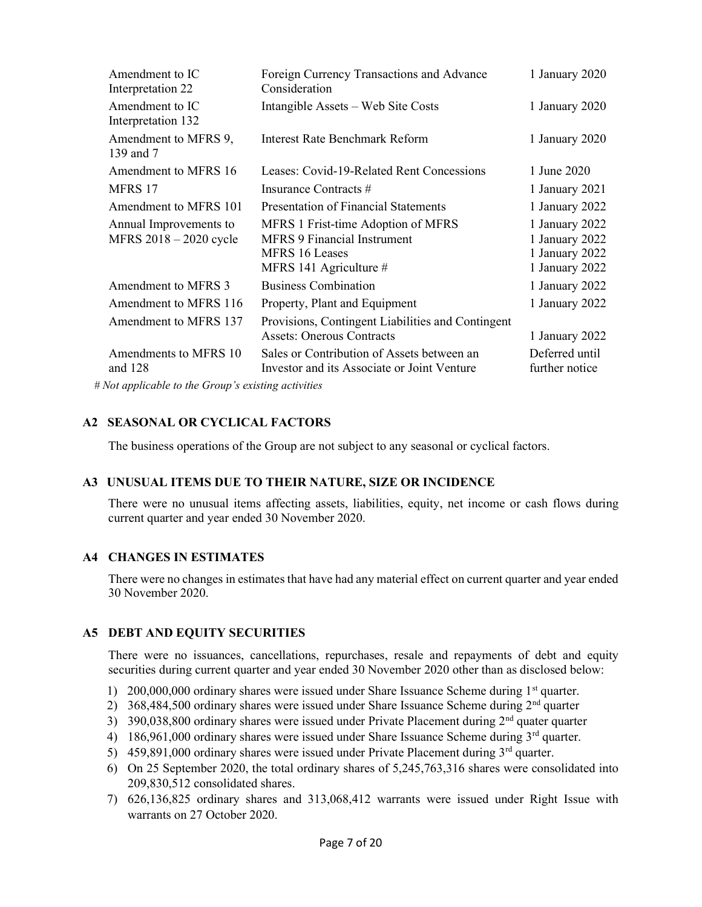| | | |
|---|---|---|
| Amendment to IC Interpretation 22 | Foreign Currency Transactions and Advance Consideration | 1 January 2020 |
| Amendment to IC Interpretation 132 | Intangible Assets – Web Site Costs | 1 January 2020 |
| Amendment to MFRS 9, 139 and 7 | Interest Rate Benchmark Reform | 1 January 2020 |
| Amendment to MFRS 16 | Leases: Covid-19-Related Rent Concessions | 1 June 2020 |
| MFRS 17 | Insurance Contracts # | 1 January 2021 |
| Amendment to MFRS 101 | Presentation of Financial Statements | 1 January 2022 |
| Annual Improvements to MFRS 2018 – 2020 cycle | MFRS 1 Frist-time Adoption of MFRS<br>MFRS 9 Financial Instrument<br>MFRS 16 Leases<br>MFRS 141 Agriculture # | 1 January 2022<br>1 January 2022<br>1 January 2022<br>1 January 2022 |
| Amendment to MFRS 3 | Business Combination | 1 January 2022 |
| Amendment to MFRS 116 | Property, Plant and Equipment | 1 January 2022 |
| Amendment to MFRS 137 | Provisions, Contingent Liabilities and Contingent Assets: Onerous Contracts | 1 January 2022 |
| Amendments to MFRS 10 and 128 | Sales or Contribution of Assets between an Investor and its Associate or Joint Venture | Deferred until further notice |

*# Not applicable to the Group's existing activities*

### A2 SEASONAL OR CYCLICAL FACTORS

The business operations of the Group are not subject to any seasonal or cyclical factors.

### A3 UNUSUAL ITEMS DUE TO THEIR NATURE, SIZE OR INCIDENCE

There were no unusual items affecting assets, liabilities, equity, net income or cash flows during current quarter and year ended 30 November 2020.

### A4 CHANGES IN ESTIMATES

There were no changes in estimates that have had any material effect on current quarter and year ended 30 November 2020.

### A5 DEBT AND EQUITY SECURITIES

There were no issuances, cancellations, repurchases, resale and repayments of debt and equity securities during current quarter and year ended 30 November 2020 other than as disclosed below:

1) 200,000,000 ordinary shares were issued under Share Issuance Scheme during 1st quarter.
2) 368,484,500 ordinary shares were issued under Share Issuance Scheme during 2nd quarter
3) 390,038,800 ordinary shares were issued under Private Placement during 2nd quater quarter
4) 186,961,000 ordinary shares were issued under Share Issuance Scheme during 3rd quarter.
5) 459,891,000 ordinary shares were issued under Private Placement during 3rd quarter.
6) On 25 September 2020, the total ordinary shares of 5,245,763,316 shares were consolidated into 209,830,512 consolidated shares.
7) 626,136,825 ordinary shares and 313,068,412 warrants were issued under Right Issue with warrants on 27 October 2020.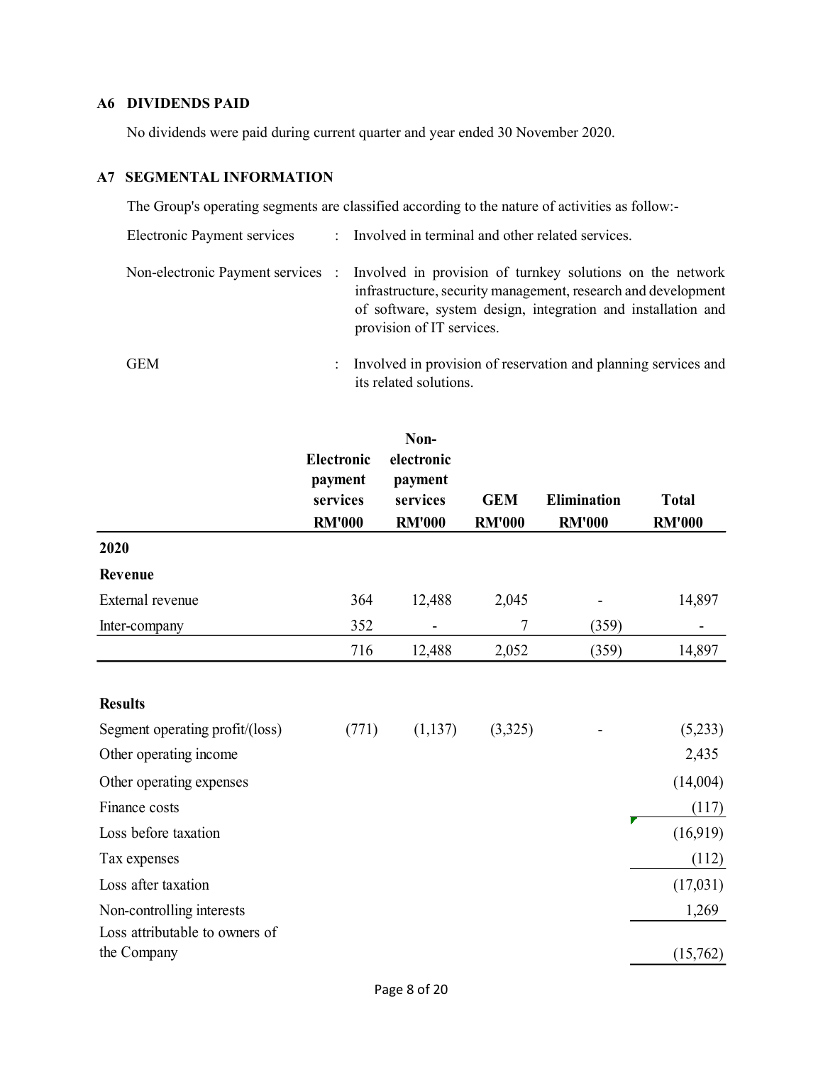## A6 DIVIDENDS PAID

No dividends were paid during current quarter and year ended 30 November 2020.

## A7 SEGMENTAL INFORMATION

The Group's operating segments are classified according to the nature of activities as follow:-

| | | |
|---|---|---|
| Electronic Payment services | : | Involved in terminal and other related services. |
| Non-electronic Payment services | : | Involved in provision of turnkey solutions on the network infrastructure, security management, research and development of software, system design, integration and installation and provision of IT services. |
| GEM | : | Involved in provision of reservation and planning services and its related solutions. |

| | Electronic payment services RM'000 | Non-electronic payment services RM'000 | GEM RM'000 | Elimination RM'000 | Total RM'000 |
|---|---|---|---|---|---|
| **2020** | | | | | |
| **Revenue** | | | | | |
| External revenue | 364 | 12,488 | 2,045 | - | 14,897 |
| Inter-company | 352 | - | 7 | (359) | - |
| | 716 | 12,488 | 2,052 | (359) | 14,897 |
| | | | | | |
| **Results** | | | | | |
| Segment operating profit/(loss) | (771) | (1,137) | (3,325) | - | (5,233) |
| Other operating income | | | | | 2,435 |
| Other operating expenses | | | | | (14,004) |
| Finance costs | | | | | (117) |
| Loss before taxation | | | | | (16,919) |
| Tax expenses | | | | | (112) |
| Loss after taxation | | | | | (17,031) |
| Non-controlling interests | | | | | 1,269 |
| Loss attributable to owners of the Company | | | | | (15,762) |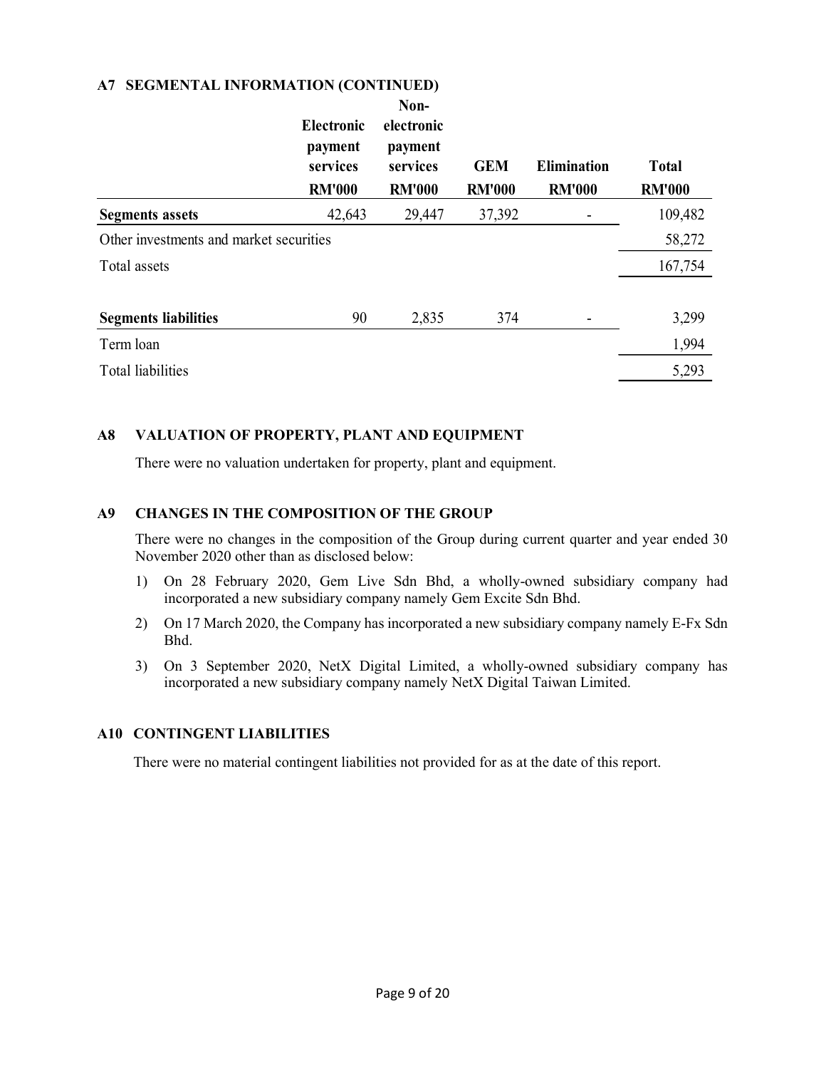## A7 SEGMENTAL INFORMATION (CONTINUED)

| | Electronic payment services RM'000 | Non-electronic payment services RM'000 | GEM RM'000 | Elimination RM'000 | Total RM'000 |
|---|---|---|---|---|---|
| **Segments assets** | 42,643 | 29,447 | 37,392 | - | 109,482 |
| Other investments and market securities | | | | | 58,272 |
| Total assets | | | | | 167,754 |
| | | | | | |
| **Segments liabilities** | 90 | 2,835 | 374 | - | 3,299 |
| Term loan | | | | | 1,994 |
| Total liabilities | | | | | 5,293 |

## A8 VALUATION OF PROPERTY, PLANT AND EQUIPMENT

There were no valuation undertaken for property, plant and equipment.

## A9 CHANGES IN THE COMPOSITION OF THE GROUP

There were no changes in the composition of the Group during current quarter and year ended 30 November 2020 other than as disclosed below:

1) On 28 February 2020, Gem Live Sdn Bhd, a wholly-owned subsidiary company had incorporated a new subsidiary company namely Gem Excite Sdn Bhd.
2) On 17 March 2020, the Company has incorporated a new subsidiary company namely E-Fx Sdn Bhd.
3) On 3 September 2020, NetX Digital Limited, a wholly-owned subsidiary company has incorporated a new subsidiary company namely NetX Digital Taiwan Limited.

## A10 CONTINGENT LIABILITIES

There were no material contingent liabilities not provided for as at the date of this report.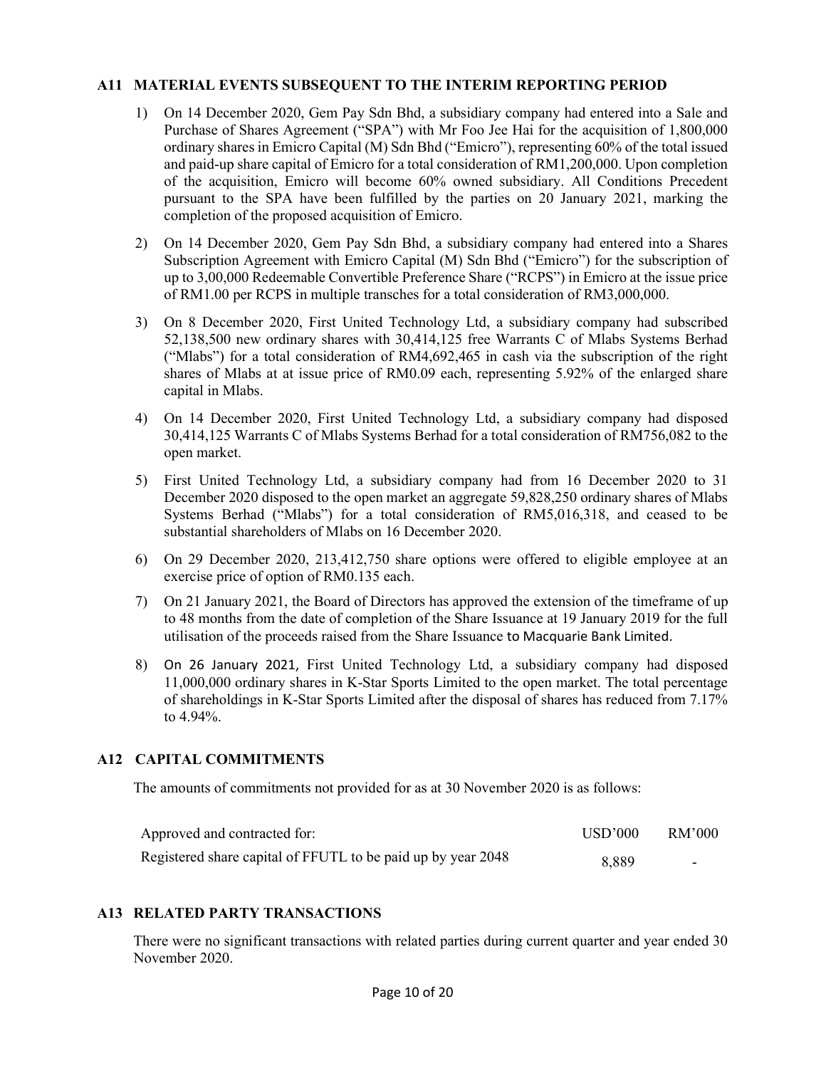## A11 MATERIAL EVENTS SUBSEQUENT TO THE INTERIM REPORTING PERIOD

1) On 14 December 2020, Gem Pay Sdn Bhd, a subsidiary company had entered into a Sale and Purchase of Shares Agreement ("SPA") with Mr Foo Jee Hai for the acquisition of 1,800,000 ordinary shares in Emicro Capital (M) Sdn Bhd ("Emicro"), representing 60% of the total issued and paid-up share capital of Emicro for a total consideration of RM1,200,000. Upon completion of the acquisition, Emicro will become 60% owned subsidiary. All Conditions Precedent pursuant to the SPA have been fulfilled by the parties on 20 January 2021, marking the completion of the proposed acquisition of Emicro.

2) On 14 December 2020, Gem Pay Sdn Bhd, a subsidiary company had entered into a Shares Subscription Agreement with Emicro Capital (M) Sdn Bhd ("Emicro") for the subscription of up to 3,00,000 Redeemable Convertible Preference Share ("RCPS") in Emicro at the issue price of RM1.00 per RCPS in multiple transches for a total consideration of RM3,000,000.

3) On 8 December 2020, First United Technology Ltd, a subsidiary company had subscribed 52,138,500 new ordinary shares with 30,414,125 free Warrants C of Mlabs Systems Berhad ("Mlabs") for a total consideration of RM4,692,465 in cash via the subscription of the right shares of Mlabs at at issue price of RM0.09 each, representing 5.92% of the enlarged share capital in Mlabs.

4) On 14 December 2020, First United Technology Ltd, a subsidiary company had disposed 30,414,125 Warrants C of Mlabs Systems Berhad for a total consideration of RM756,082 to the open market.

5) First United Technology Ltd, a subsidiary company had from 16 December 2020 to 31 December 2020 disposed to the open market an aggregate 59,828,250 ordinary shares of Mlabs Systems Berhad ("Mlabs") for a total consideration of RM5,016,318, and ceased to be substantial shareholders of Mlabs on 16 December 2020.

6) On 29 December 2020, 213,412,750 share options were offered to eligible employee at an exercise price of option of RM0.135 each.

7) On 21 January 2021, the Board of Directors has approved the extension of the timeframe of up to 48 months from the date of completion of the Share Issuance at 19 January 2019 for the full utilisation of the proceeds raised from the Share Issuance to Macquarie Bank Limited.

8) On 26 January 2021, First United Technology Ltd, a subsidiary company had disposed 11,000,000 ordinary shares in K-Star Sports Limited to the open market. The total percentage of shareholdings in K-Star Sports Limited after the disposal of shares has reduced from 7.17% to 4.94%.

## A12 CAPITAL COMMITMENTS

The amounts of commitments not provided for as at 30 November 2020 is as follows:

| Approved and contracted for: | USD'000 | RM'000 |
|---|---|---|
| Registered share capital of FFUTL to be paid up by year 2048 | 8,889 | - |

## A13 RELATED PARTY TRANSACTIONS

There were no significant transactions with related parties during current quarter and year ended 30 November 2020.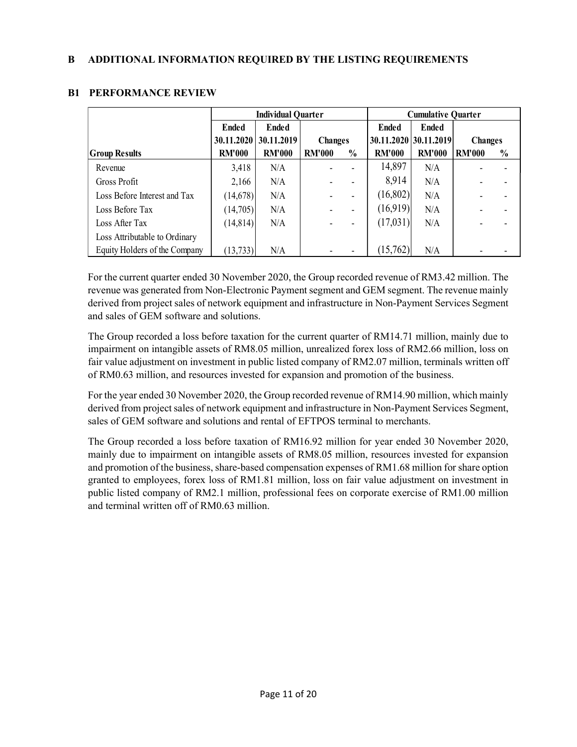## B ADDITIONAL INFORMATION REQUIRED BY THE LISTING REQUIREMENTS

### B1 PERFORMANCE REVIEW

| | Individual Quarter | | | | Cumulative Quarter | | | |
|---|---|---|---|---|---|---|---|---|
| | Ended | Ended | | | Ended | Ended | | |
| | 30.11.2020 | 30.11.2019 | Changes | | 30.11.2020 | 30.11.2019 | Changes | |
| Group Results | RM'000 | RM'000 | RM'000 | % | RM'000 | RM'000 | RM'000 | % |
| Revenue | 3,418 | N/A | - | - | 14,897 | N/A | - | - |
| Gross Profit | 2,166 | N/A | - | - | 8,914 | N/A | - | - |
| Loss Before Interest and Tax | (14,678) | N/A | - | - | (16,802) | N/A | - | - |
| Loss Before Tax | (14,705) | N/A | - | - | (16,919) | N/A | - | - |
| Loss After Tax | (14,814) | N/A | - | - | (17,031) | N/A | - | - |
| Loss Attributable to Ordinary Equity Holders of the Company | (13,733) | N/A | - | - | (15,762) | N/A | - | - |

For the current quarter ended 30 November 2020, the Group recorded revenue of RM3.42 million. The revenue was generated from Non-Electronic Payment segment and GEM segment. The revenue mainly derived from project sales of network equipment and infrastructure in Non-Payment Services Segment and sales of GEM software and solutions.

The Group recorded a loss before taxation for the current quarter of RM14.71 million, mainly due to impairment on intangible assets of RM8.05 million, unrealized forex loss of RM2.66 million, loss on fair value adjustment on investment in public listed company of RM2.07 million, terminals written off of RM0.63 million, and resources invested for expansion and promotion of the business.

For the year ended 30 November 2020, the Group recorded revenue of RM14.90 million, which mainly derived from project sales of network equipment and infrastructure in Non-Payment Services Segment, sales of GEM software and solutions and rental of EFTPOS terminal to merchants.

The Group recorded a loss before taxation of RM16.92 million for year ended 30 November 2020, mainly due to impairment on intangible assets of RM8.05 million, resources invested for expansion and promotion of the business, share-based compensation expenses of RM1.68 million for share option granted to employees, forex loss of RM1.81 million, loss on fair value adjustment on investment in public listed company of RM2.1 million, professional fees on corporate exercise of RM1.00 million and terminal written off of RM0.63 million.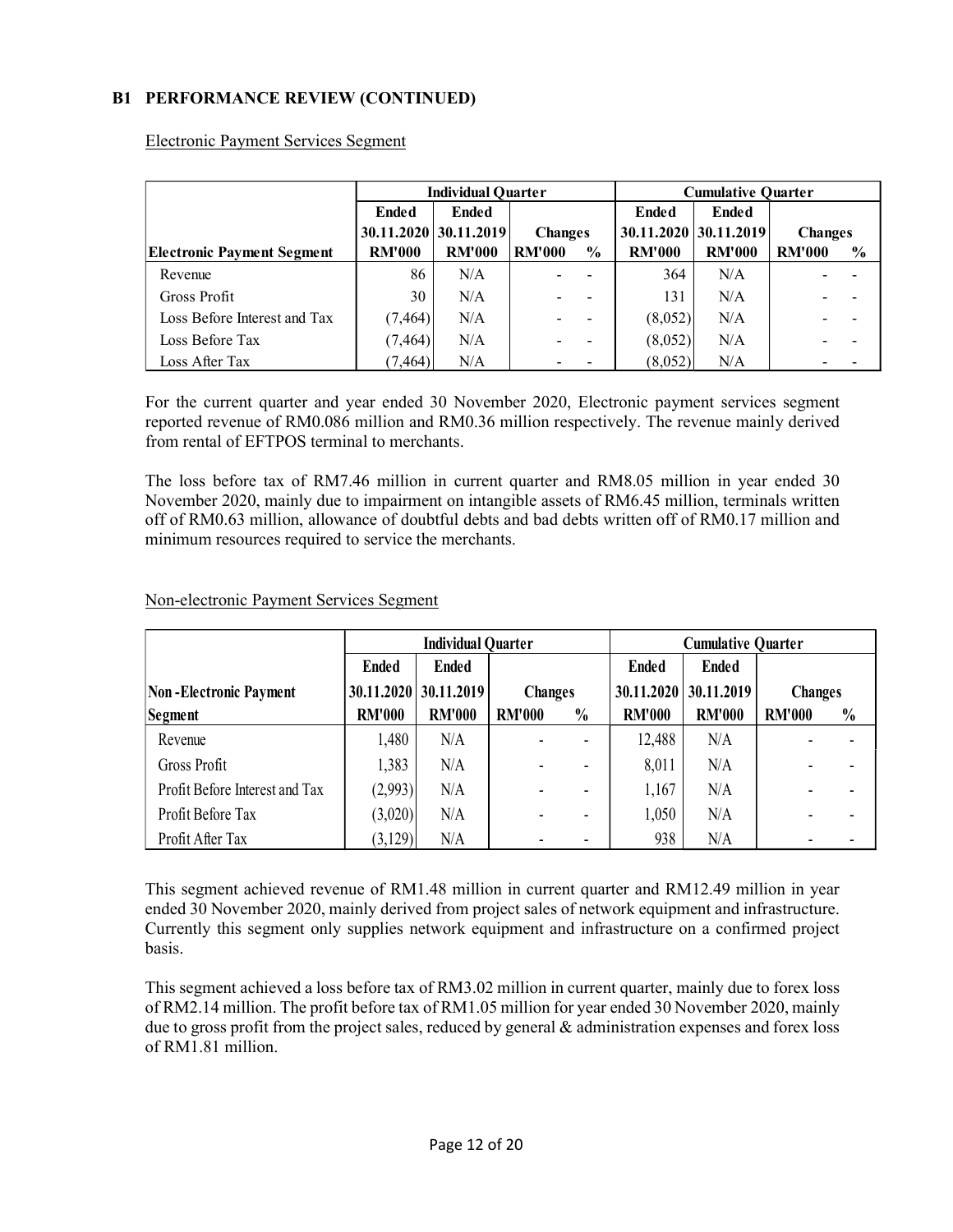## B1 PERFORMANCE REVIEW (CONTINUED)

Electronic Payment Services Segment

| | Individual Quarter | | | | Cumulative Quarter | | | |
|---|---|---|---|---|---|---|---|---|
| | Ended | Ended | | | Ended | Ended | | |
| | 30.11.2020 | 30.11.2019 | Changes | | 30.11.2020 | 30.11.2019 | Changes | |
| **Electronic Payment Segment** | RM'000 | RM'000 | RM'000 | % | RM'000 | RM'000 | RM'000 | % |
| Revenue | 86 | N/A | - | - | 364 | N/A | - | - |
| Gross Profit | 30 | N/A | - | - | 131 | N/A | - | - |
| Loss Before Interest and Tax | (7,464) | N/A | - | - | (8,052) | N/A | - | - |
| Loss Before Tax | (7,464) | N/A | - | - | (8,052) | N/A | - | - |
| Loss After Tax | (7,464) | N/A | - | - | (8,052) | N/A | - | - |

For the current quarter and year ended 30 November 2020, Electronic payment services segment reported revenue of RM0.086 million and RM0.36 million respectively. The revenue mainly derived from rental of EFTPOS terminal to merchants.

The loss before tax of RM7.46 million in current quarter and RM8.05 million in year ended 30 November 2020, mainly due to impairment on intangible assets of RM6.45 million, terminals written off of RM0.63 million, allowance of doubtful debts and bad debts written off of RM0.17 million and minimum resources required to service the merchants.

Non-electronic Payment Services Segment

| | Individual Quarter | | | | Cumulative Quarter | | | |
|---|---|---|---|---|---|---|---|---|
| | Ended | Ended | | | Ended | Ended | | |
| **Non-Electronic Payment** | 30.11.2020 | 30.11.2019 | Changes | | 30.11.2020 | 30.11.2019 | Changes | |
| **Segment** | RM'000 | RM'000 | RM'000 | % | RM'000 | RM'000 | RM'000 | % |
| Revenue | 1,480 | N/A | - | - | 12,488 | N/A | - | - |
| Gross Profit | 1,383 | N/A | - | - | 8,011 | N/A | - | - |
| Profit Before Interest and Tax | (2,993) | N/A | - | - | 1,167 | N/A | - | - |
| Profit Before Tax | (3,020) | N/A | - | - | 1,050 | N/A | - | - |
| Profit After Tax | (3,129) | N/A | - | - | 938 | N/A | - | - |

This segment achieved revenue of RM1.48 million in current quarter and RM12.49 million in year ended 30 November 2020, mainly derived from project sales of network equipment and infrastructure. Currently this segment only supplies network equipment and infrastructure on a confirmed project basis.

This segment achieved a loss before tax of RM3.02 million in current quarter, mainly due to forex loss of RM2.14 million. The profit before tax of RM1.05 million for year ended 30 November 2020, mainly due to gross profit from the project sales, reduced by general & administration expenses and forex loss of RM1.81 million.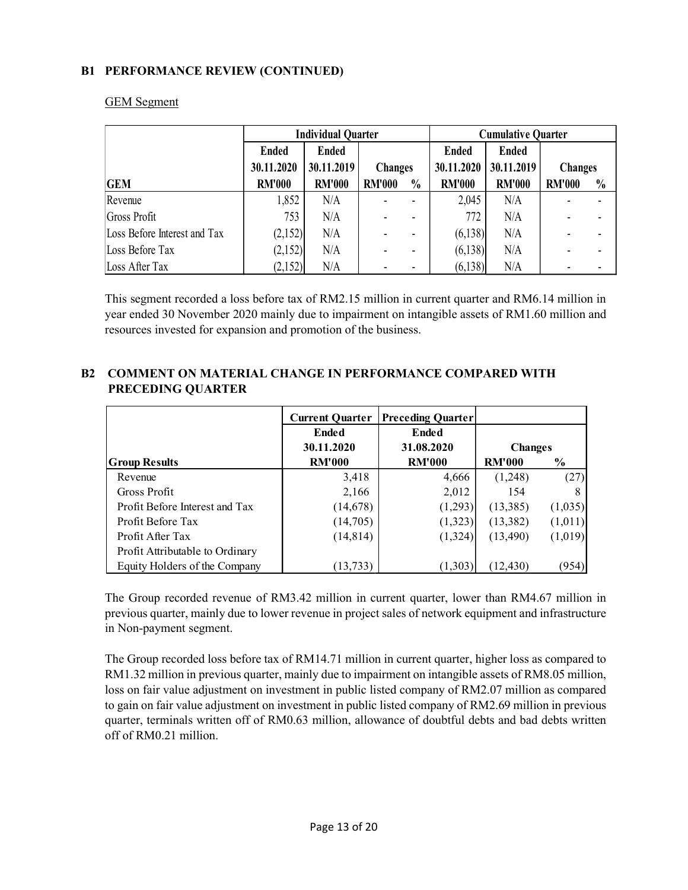## B1 PERFORMANCE REVIEW (CONTINUED)

GEM Segment

| | Individual Quarter | | | | Cumulative Quarter | | | |
|---|---|---|---|---|---|---|---|---|
| | Ended 30.11.2020 | Ended 30.11.2019 | Changes | | Ended 30.11.2020 | Ended 30.11.2019 | Changes | |
| **GEM** | **RM'000** | **RM'000** | **RM'000** | **%** | **RM'000** | **RM'000** | **RM'000** | **%** |
| Revenue | 1,852 | N/A | - | - | 2,045 | N/A | - | - |
| Gross Profit | 753 | N/A | - | - | 772 | N/A | - | - |
| Loss Before Interest and Tax | (2,152) | N/A | - | - | (6,138) | N/A | - | - |
| Loss Before Tax | (2,152) | N/A | - | - | (6,138) | N/A | - | - |
| Loss After Tax | (2,152) | N/A | - | - | (6,138) | N/A | - | - |

This segment recorded a loss before tax of RM2.15 million in current quarter and RM6.14 million in year ended 30 November 2020 mainly due to impairment on intangible assets of RM1.60 million and resources invested for expansion and promotion of the business.

## B2 COMMENT ON MATERIAL CHANGE IN PERFORMANCE COMPARED WITH PRECEDING QUARTER

| | Current Quarter | Preceding Quarter | | |
|---|---|---|---|---|
| | Ended 30.11.2020 | Ended 31.08.2020 | Changes | |
| **Group Results** | **RM'000** | **RM'000** | **RM'000** | **%** |
| Revenue | 3,418 | 4,666 | (1,248) | (27) |
| Gross Profit | 2,166 | 2,012 | 154 | 8 |
| Profit Before Interest and Tax | (14,678) | (1,293) | (13,385) | (1,035) |
| Profit Before Tax | (14,705) | (1,323) | (13,382) | (1,011) |
| Profit After Tax | (14,814) | (1,324) | (13,490) | (1,019) |
| Profit Attributable to Ordinary Equity Holders of the Company | (13,733) | (1,303) | (12,430) | (954) |

The Group recorded revenue of RM3.42 million in current quarter, lower than RM4.67 million in previous quarter, mainly due to lower revenue in project sales of network equipment and infrastructure in Non-payment segment.

The Group recorded loss before tax of RM14.71 million in current quarter, higher loss as compared to RM1.32 million in previous quarter, mainly due to impairment on intangible assets of RM8.05 million, loss on fair value adjustment on investment in public listed company of RM2.07 million as compared to gain on fair value adjustment on investment in public listed company of RM2.69 million in previous quarter, terminals written off of RM0.63 million, allowance of doubtful debts and bad debts written off of RM0.21 million.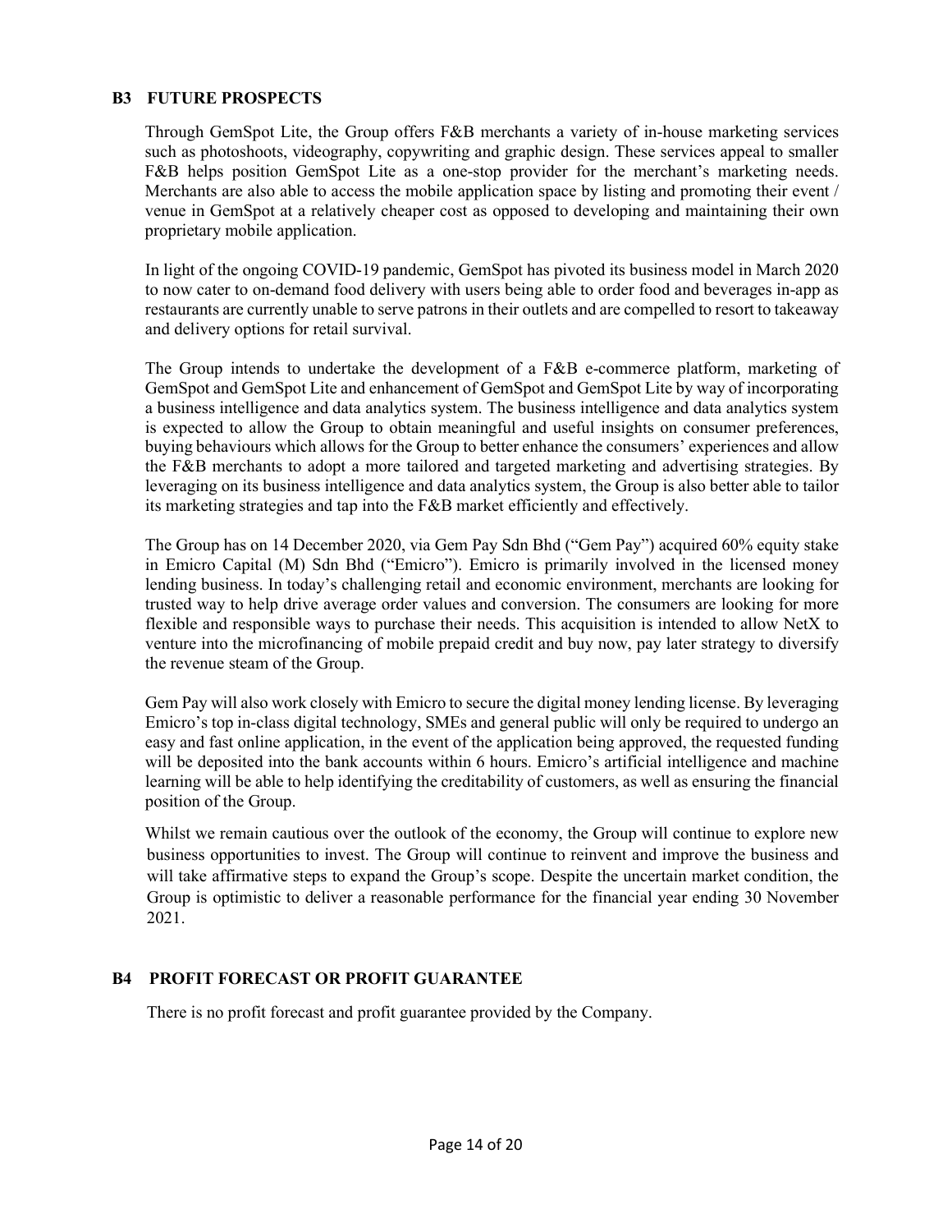## B3 FUTURE PROSPECTS

Through GemSpot Lite, the Group offers F&B merchants a variety of in-house marketing services such as photoshoots, videography, copywriting and graphic design. These services appeal to smaller F&B helps position GemSpot Lite as a one-stop provider for the merchant's marketing needs. Merchants are also able to access the mobile application space by listing and promoting their event / venue in GemSpot at a relatively cheaper cost as opposed to developing and maintaining their own proprietary mobile application.

In light of the ongoing COVID-19 pandemic, GemSpot has pivoted its business model in March 2020 to now cater to on-demand food delivery with users being able to order food and beverages in-app as restaurants are currently unable to serve patrons in their outlets and are compelled to resort to takeaway and delivery options for retail survival.

The Group intends to undertake the development of a F&B e-commerce platform, marketing of GemSpot and GemSpot Lite and enhancement of GemSpot and GemSpot Lite by way of incorporating a business intelligence and data analytics system. The business intelligence and data analytics system is expected to allow the Group to obtain meaningful and useful insights on consumer preferences, buying behaviours which allows for the Group to better enhance the consumers' experiences and allow the F&B merchants to adopt a more tailored and targeted marketing and advertising strategies. By leveraging on its business intelligence and data analytics system, the Group is also better able to tailor its marketing strategies and tap into the F&B market efficiently and effectively.

The Group has on 14 December 2020, via Gem Pay Sdn Bhd ("Gem Pay") acquired 60% equity stake in Emicro Capital (M) Sdn Bhd ("Emicro"). Emicro is primarily involved in the licensed money lending business. In today's challenging retail and economic environment, merchants are looking for trusted way to help drive average order values and conversion. The consumers are looking for more flexible and responsible ways to purchase their needs. This acquisition is intended to allow NetX to venture into the microfinancing of mobile prepaid credit and buy now, pay later strategy to diversify the revenue steam of the Group.

Gem Pay will also work closely with Emicro to secure the digital money lending license. By leveraging Emicro's top in-class digital technology, SMEs and general public will only be required to undergo an easy and fast online application, in the event of the application being approved, the requested funding will be deposited into the bank accounts within 6 hours. Emicro's artificial intelligence and machine learning will be able to help identifying the creditability of customers, as well as ensuring the financial position of the Group.

Whilst we remain cautious over the outlook of the economy, the Group will continue to explore new business opportunities to invest. The Group will continue to reinvent and improve the business and will take affirmative steps to expand the Group's scope. Despite the uncertain market condition, the Group is optimistic to deliver a reasonable performance for the financial year ending 30 November 2021.

## B4 PROFIT FORECAST OR PROFIT GUARANTEE

There is no profit forecast and profit guarantee provided by the Company.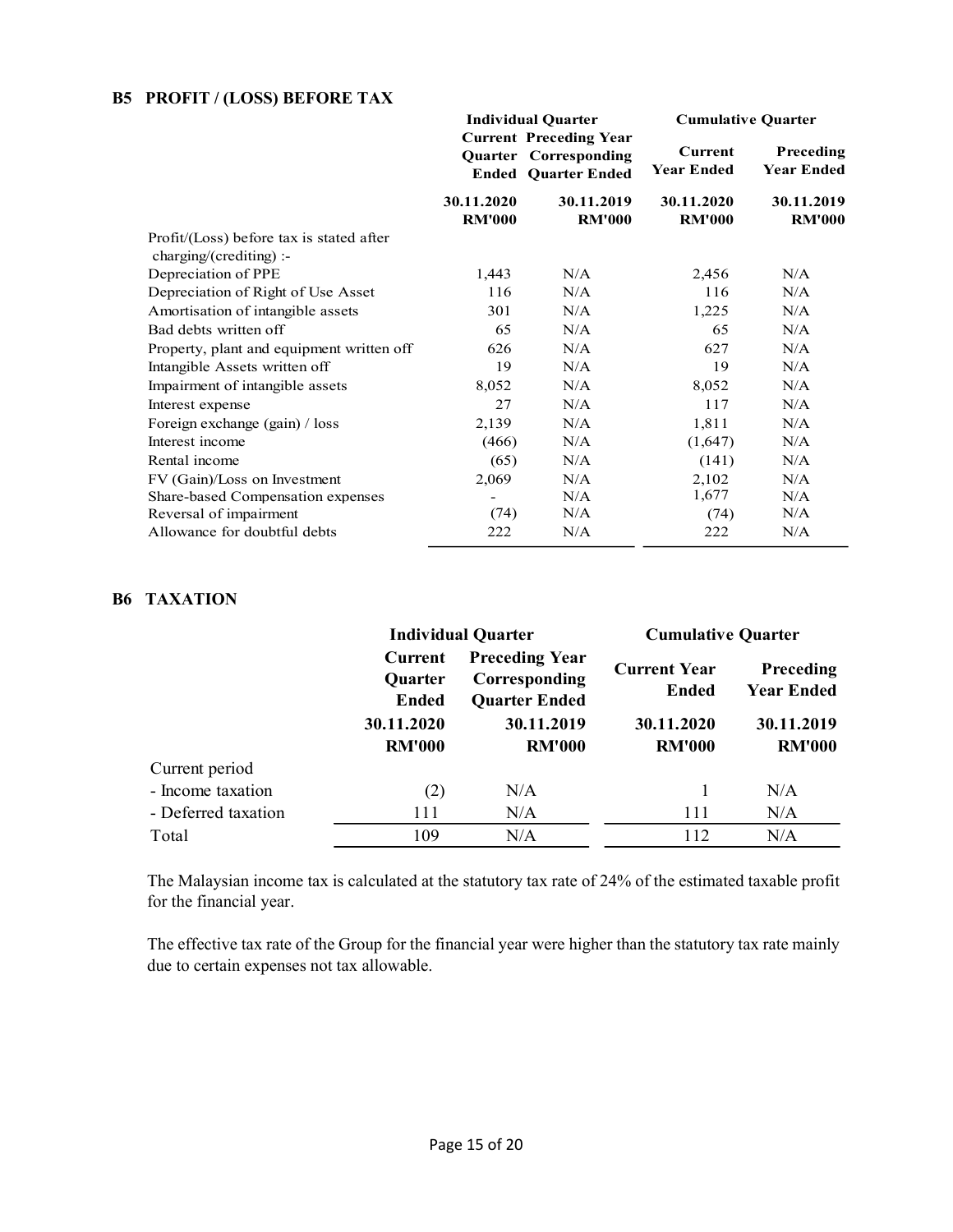## B5 PROFIT / (LOSS) BEFORE TAX

| | Individual Quarter | | Cumulative Quarter | |
|---|---|---|---|---|
| | Current Quarter Ended | Preceding Year Corresponding Quarter Ended | Current Year Ended | Preceding Year Ended |
| | 30.11.2020 RM'000 | 30.11.2019 RM'000 | 30.11.2020 RM'000 | 30.11.2019 RM'000 |
| Profit/(Loss) before tax is stated after charging/(crediting) :- | | | | |
| Depreciation of PPE | 1,443 | N/A | 2,456 | N/A |
| Depreciation of Right of Use Asset | 116 | N/A | 116 | N/A |
| Amortisation of intangible assets | 301 | N/A | 1,225 | N/A |
| Bad debts written off | 65 | N/A | 65 | N/A |
| Property, plant and equipment written off | 626 | N/A | 627 | N/A |
| Intangible Assets written off | 19 | N/A | 19 | N/A |
| Impairment of intangible assets | 8,052 | N/A | 8,052 | N/A |
| Interest expense | 27 | N/A | 117 | N/A |
| Foreign exchange (gain) / loss | 2,139 | N/A | 1,811 | N/A |
| Interest income | (466) | N/A | (1,647) | N/A |
| Rental income | (65) | N/A | (141) | N/A |
| FV (Gain)/Loss on Investment | 2,069 | N/A | 2,102 | N/A |
| Share-based Compensation expenses | - | N/A | 1,677 | N/A |
| Reversal of impairment | (74) | N/A | (74) | N/A |
| Allowance for doubtful debts | 222 | N/A | 222 | N/A |

## B6 TAXATION

| | Individual Quarter | | Cumulative Quarter | |
|---|---|---|---|---|
| | Current Quarter Ended | Preceding Year Corresponding Quarter Ended | Current Year Ended | Preceding Year Ended |
| | 30.11.2020 RM'000 | 30.11.2019 RM'000 | 30.11.2020 RM'000 | 30.11.2019 RM'000 |
| Current period | | | | |
| - Income taxation | (2) | N/A | 1 | N/A |
| - Deferred taxation | 111 | N/A | 111 | N/A |
| Total | 109 | N/A | 112 | N/A |

The Malaysian income tax is calculated at the statutory tax rate of 24% of the estimated taxable profit for the financial year.

The effective tax rate of the Group for the financial year were higher than the statutory tax rate mainly due to certain expenses not tax allowable.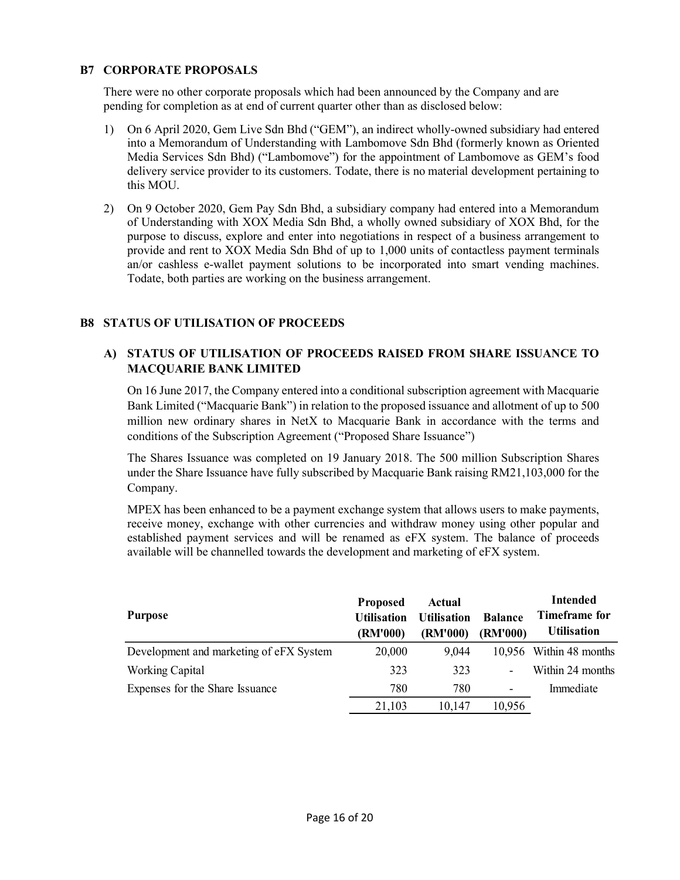## B7 CORPORATE PROPOSALS

There were no other corporate proposals which had been announced by the Company and are pending for completion as at end of current quarter other than as disclosed below:

1) On 6 April 2020, Gem Live Sdn Bhd ("GEM"), an indirect wholly-owned subsidiary had entered into a Memorandum of Understanding with Lambomove Sdn Bhd (formerly known as Oriented Media Services Sdn Bhd) ("Lambomove") for the appointment of Lambomove as GEM's food delivery service provider to its customers. Todate, there is no material development pertaining to this MOU.

2) On 9 October 2020, Gem Pay Sdn Bhd, a subsidiary company had entered into a Memorandum of Understanding with XOX Media Sdn Bhd, a wholly owned subsidiary of XOX Bhd, for the purpose to discuss, explore and enter into negotiations in respect of a business arrangement to provide and rent to XOX Media Sdn Bhd of up to 1,000 units of contactless payment terminals an/or cashless e-wallet payment solutions to be incorporated into smart vending machines. Todate, both parties are working on the business arrangement.

## B8 STATUS OF UTILISATION OF PROCEEDS

### A) STATUS OF UTILISATION OF PROCEEDS RAISED FROM SHARE ISSUANCE TO MACQUARIE BANK LIMITED

On 16 June 2017, the Company entered into a conditional subscription agreement with Macquarie Bank Limited ("Macquarie Bank") in relation to the proposed issuance and allotment of up to 500 million new ordinary shares in NetX to Macquarie Bank in accordance with the terms and conditions of the Subscription Agreement ("Proposed Share Issuance")

The Shares Issuance was completed on 19 January 2018. The 500 million Subscription Shares under the Share Issuance have fully subscribed by Macquarie Bank raising RM21,103,000 for the Company.

MPEX has been enhanced to be a payment exchange system that allows users to make payments, receive money, exchange with other currencies and withdraw money using other popular and established payment services and will be renamed as eFX system. The balance of proceeds available will be channelled towards the development and marketing of eFX system.

| Purpose | Proposed Utilisation (RM'000) | Actual Utilisation (RM'000) | Balance (RM'000) | Intended Timeframe for Utilisation |
|---|---|---|---|---|
| Development and marketing of eFX System | 20,000 | 9,044 | 10,956 | Within 48 months |
| Working Capital | 323 | 323 | - | Within 24 months |
| Expenses for the Share Issuance | 780 | 780 | - | Immediate |
| | 21,103 | 10,147 | 10,956 | |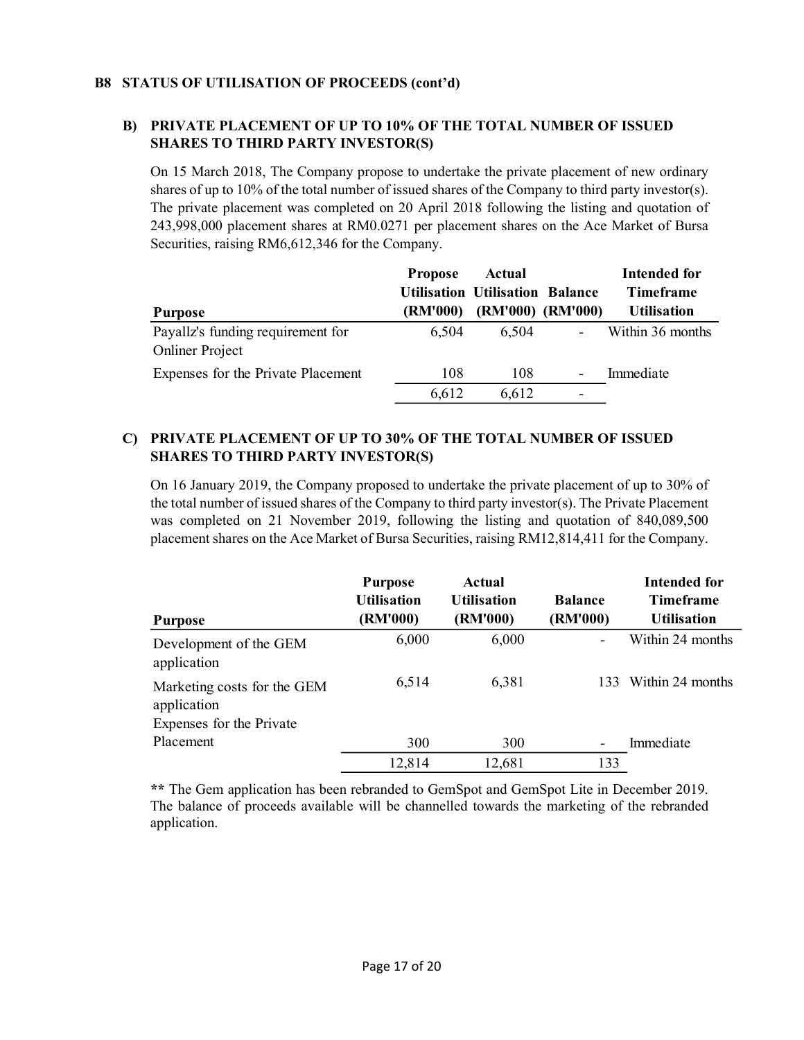## B8 STATUS OF UTILISATION OF PROCEEDS (cont'd)

### B) PRIVATE PLACEMENT OF UP TO 10% OF THE TOTAL NUMBER OF ISSUED SHARES TO THIRD PARTY INVESTOR(S)

On 15 March 2018, The Company propose to undertake the private placement of new ordinary shares of up to 10% of the total number of issued shares of the Company to third party investor(s). The private placement was completed on 20 April 2018 following the listing and quotation of 243,998,000 placement shares at RM0.0271 per placement shares on the Ace Market of Bursa Securities, raising RM6,612,346 for the Company.

| Purpose | Propose Utilisation (RM'000) | Actual Utilisation (RM'000) | Balance (RM'000) | Intended for Timeframe Utilisation |
|---|---|---|---|---|
| Payallz's funding requirement for Onliner Project | 6,504 | 6,504 | - | Within 36 months |
| Expenses for the Private Placement | 108 | 108 | - | Immediate |
| | 6,612 | 6,612 | - | |

### C) PRIVATE PLACEMENT OF UP TO 30% OF THE TOTAL NUMBER OF ISSUED SHARES TO THIRD PARTY INVESTOR(S)

On 16 January 2019, the Company proposed to undertake the private placement of up to 30% of the total number of issued shares of the Company to third party investor(s). The Private Placement was completed on 21 November 2019, following the listing and quotation of 840,089,500 placement shares on the Ace Market of Bursa Securities, raising RM12,814,411 for the Company.

| Purpose | Purpose Utilisation (RM'000) | Actual Utilisation (RM'000) | Balance (RM'000) | Intended for Timeframe Utilisation |
|---|---|---|---|---|
| Development of the GEM application | 6,000 | 6,000 | - | Within 24 months |
| Marketing costs for the GEM application | 6,514 | 6,381 | 133 | Within 24 months |
| Expenses for the Private Placement | 300 | 300 | - | Immediate |
| | 12,814 | 12,681 | 133 | |

** The Gem application has been rebranded to GemSpot and GemSpot Lite in December 2019. The balance of proceeds available will be channelled towards the marketing of the rebranded application.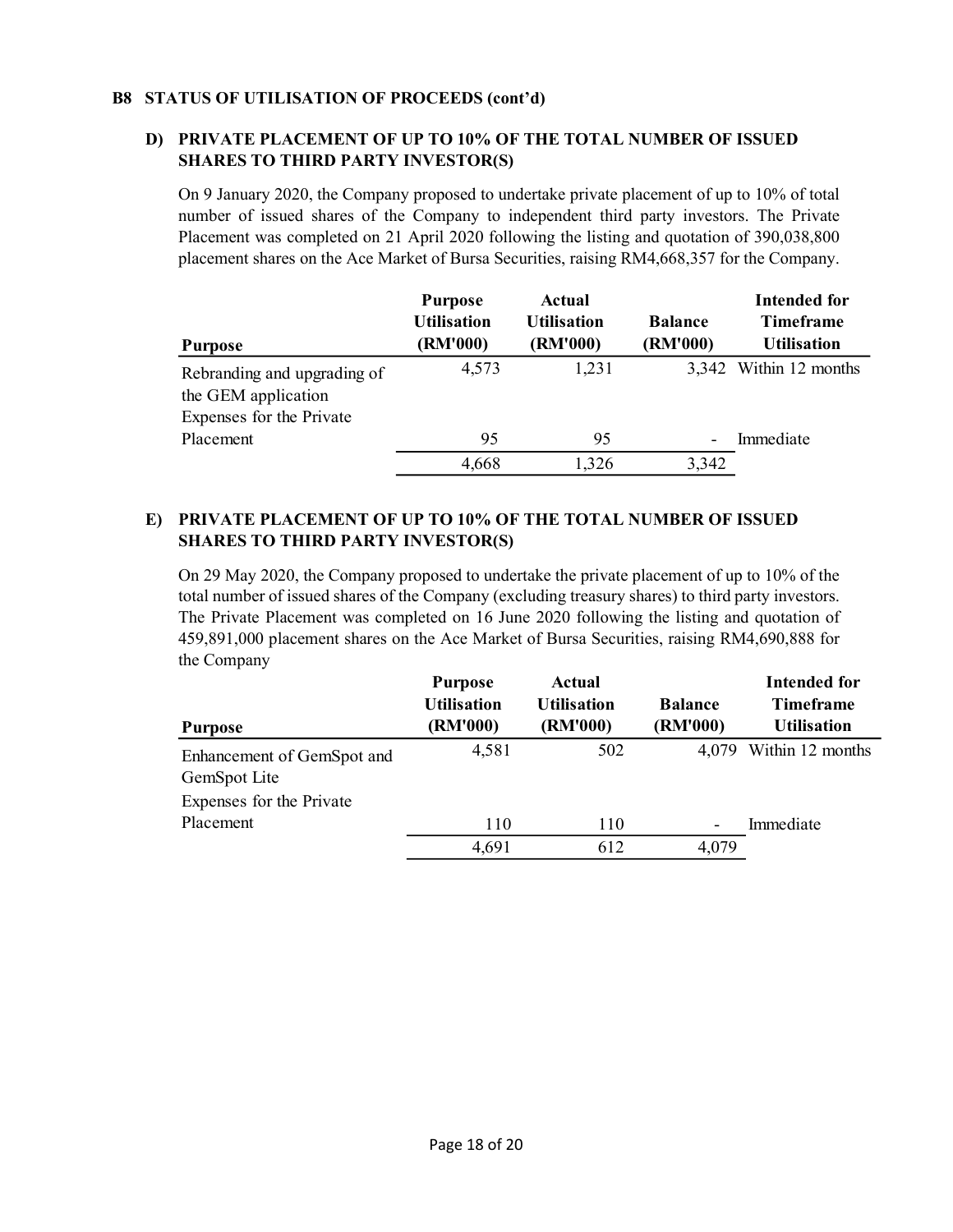## B8 STATUS OF UTILISATION OF PROCEEDS (cont'd)

### D) PRIVATE PLACEMENT OF UP TO 10% OF THE TOTAL NUMBER OF ISSUED SHARES TO THIRD PARTY INVESTOR(S)

On 9 January 2020, the Company proposed to undertake private placement of up to 10% of total number of issued shares of the Company to independent third party investors. The Private Placement was completed on 21 April 2020 following the listing and quotation of 390,038,800 placement shares on the Ace Market of Bursa Securities, raising RM4,668,357 for the Company.

| Purpose | Purpose Utilisation (RM'000) | Actual Utilisation (RM'000) | Balance (RM'000) | Intended for Timeframe Utilisation |
|---|---|---|---|---|
| Rebranding and upgrading of the GEM application | 4,573 | 1,231 | 3,342 | Within 12 months |
| Expenses for the Private Placement | 95 | 95 | - | Immediate |
| | 4,668 | 1,326 | 3,342 | |

### E) PRIVATE PLACEMENT OF UP TO 10% OF THE TOTAL NUMBER OF ISSUED SHARES TO THIRD PARTY INVESTOR(S)

On 29 May 2020, the Company proposed to undertake the private placement of up to 10% of the total number of issued shares of the Company (excluding treasury shares) to third party investors. The Private Placement was completed on 16 June 2020 following the listing and quotation of 459,891,000 placement shares on the Ace Market of Bursa Securities, raising RM4,690,888 for the Company

| Purpose | Purpose Utilisation (RM'000) | Actual Utilisation (RM'000) | Balance (RM'000) | Intended for Timeframe Utilisation |
|---|---|---|---|---|
| Enhancement of GemSpot and GemSpot Lite | 4,581 | 502 | 4,079 | Within 12 months |
| Expenses for the Private Placement | 110 | 110 | - | Immediate |
| | 4,691 | 612 | 4,079 | |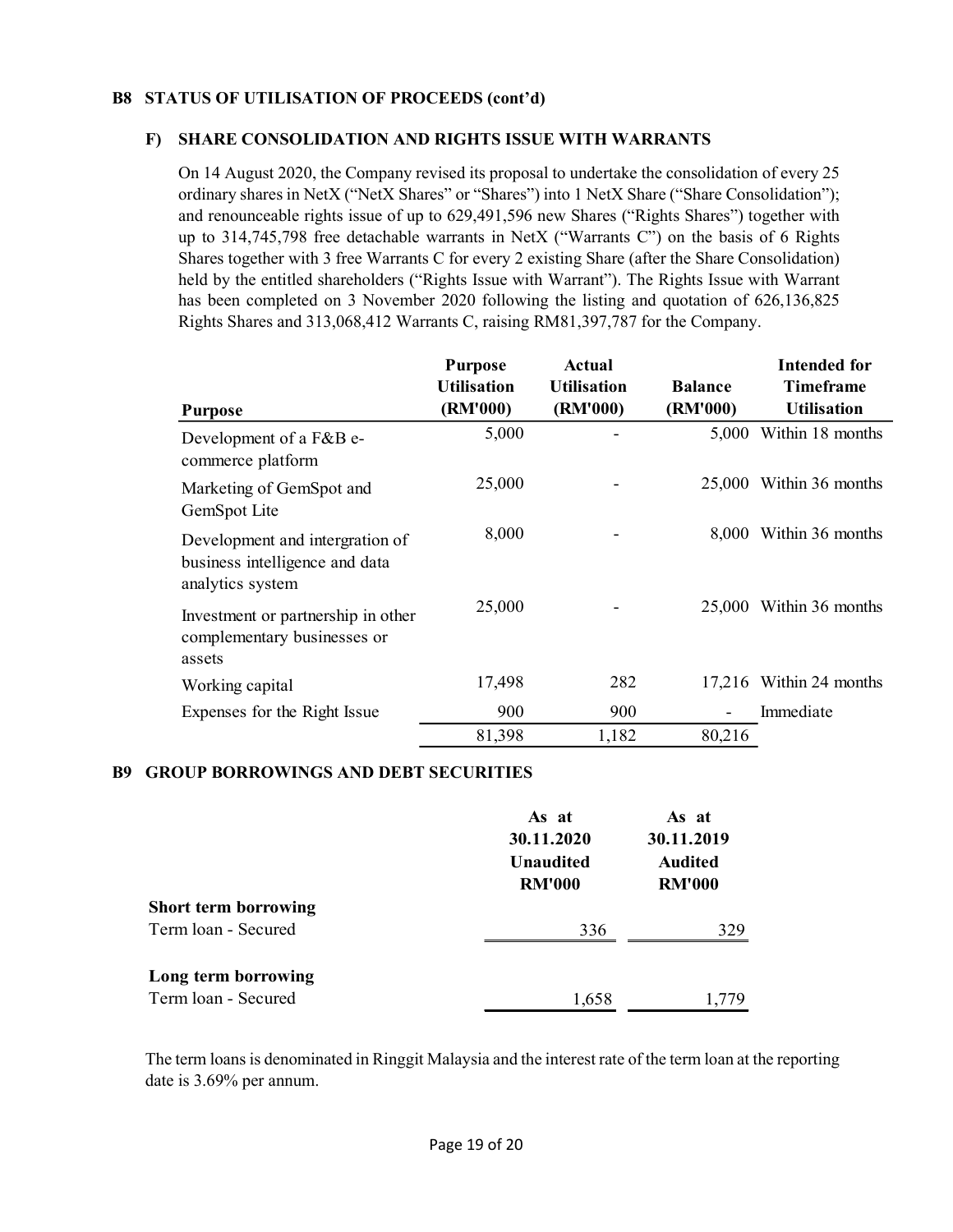## B8 STATUS OF UTILISATION OF PROCEEDS (cont'd)

### F) SHARE CONSOLIDATION AND RIGHTS ISSUE WITH WARRANTS

On 14 August 2020, the Company revised its proposal to undertake the consolidation of every 25 ordinary shares in NetX ("NetX Shares" or "Shares") into 1 NetX Share ("Share Consolidation"); and renounceable rights issue of up to 629,491,596 new Shares ("Rights Shares") together with up to 314,745,798 free detachable warrants in NetX ("Warrants C") on the basis of 6 Rights Shares together with 3 free Warrants C for every 2 existing Share (after the Share Consolidation) held by the entitled shareholders ("Rights Issue with Warrant"). The Rights Issue with Warrant has been completed on 3 November 2020 following the listing and quotation of 626,136,825 Rights Shares and 313,068,412 Warrants C, raising RM81,397,787 for the Company.

| Purpose | Purpose Utilisation (RM'000) | Actual Utilisation (RM'000) | Balance (RM'000) | Intended for Timeframe Utilisation |
|---|---|---|---|---|
| Development of a F&B e-commerce platform | 5,000 | - | 5,000 | Within 18 months |
| Marketing of GemSpot and GemSpot Lite | 25,000 | - | 25,000 | Within 36 months |
| Development and intergration of business intelligence and data analytics system | 8,000 | - | 8,000 | Within 36 months |
| Investment or partnership in other complementary businesses or assets | 25,000 | - | 25,000 | Within 36 months |
| Working capital | 17,498 | 282 | 17,216 | Within 24 months |
| Expenses for the Right Issue | 900 | 900 | - | Immediate |
| | 81,398 | 1,182 | 80,216 | |

## B9 GROUP BORROWINGS AND DEBT SECURITIES

| | As at 30.11.2020 Unaudited RM'000 | As at 30.11.2019 Audited RM'000 |
|---|---|---|
| **Short term borrowing** | | |
| Term loan - Secured | 336 | 329 |
| **Long term borrowing** | | |
| Term loan - Secured | 1,658 | 1,779 |

The term loans is denominated in Ringgit Malaysia and the interest rate of the term loan at the reporting date is 3.69% per annum.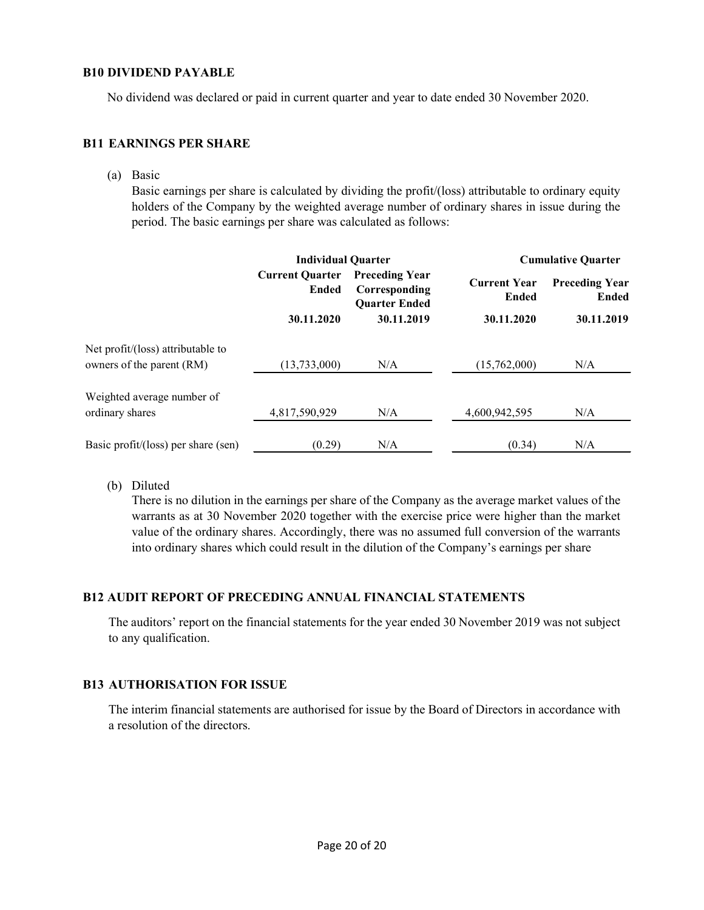### B10 DIVIDEND PAYABLE

No dividend was declared or paid in current quarter and year to date ended 30 November 2020.

### B11 EARNINGS PER SHARE

(a) Basic

Basic earnings per share is calculated by dividing the profit/(loss) attributable to ordinary equity holders of the Company by the weighted average number of ordinary shares in issue during the period. The basic earnings per share was calculated as follows:

| | Individual Quarter | | Cumulative Quarter | |
|---|---|---|---|---|
| | Current Quarter Ended | Preceding Year Corresponding Quarter Ended | Current Year Ended | Preceding Year Ended |
| | 30.11.2020 | 30.11.2019 | 30.11.2020 | 30.11.2019 |
| Net profit/(loss) attributable to owners of the parent (RM) | (13,733,000) | N/A | (15,762,000) | N/A |
| Weighted average number of ordinary shares | 4,817,590,929 | N/A | 4,600,942,595 | N/A |
| Basic profit/(loss) per share (sen) | (0.29) | N/A | (0.34) | N/A |

(b) Diluted

There is no dilution in the earnings per share of the Company as the average market values of the warrants as at 30 November 2020 together with the exercise price were higher than the market value of the ordinary shares. Accordingly, there was no assumed full conversion of the warrants into ordinary shares which could result in the dilution of the Company's earnings per share

### B12 AUDIT REPORT OF PRECEDING ANNUAL FINANCIAL STATEMENTS

The auditors' report on the financial statements for the year ended 30 November 2019 was not subject to any qualification.

### B13 AUTHORISATION FOR ISSUE

The interim financial statements are authorised for issue by the Board of Directors in accordance with a resolution of the directors.